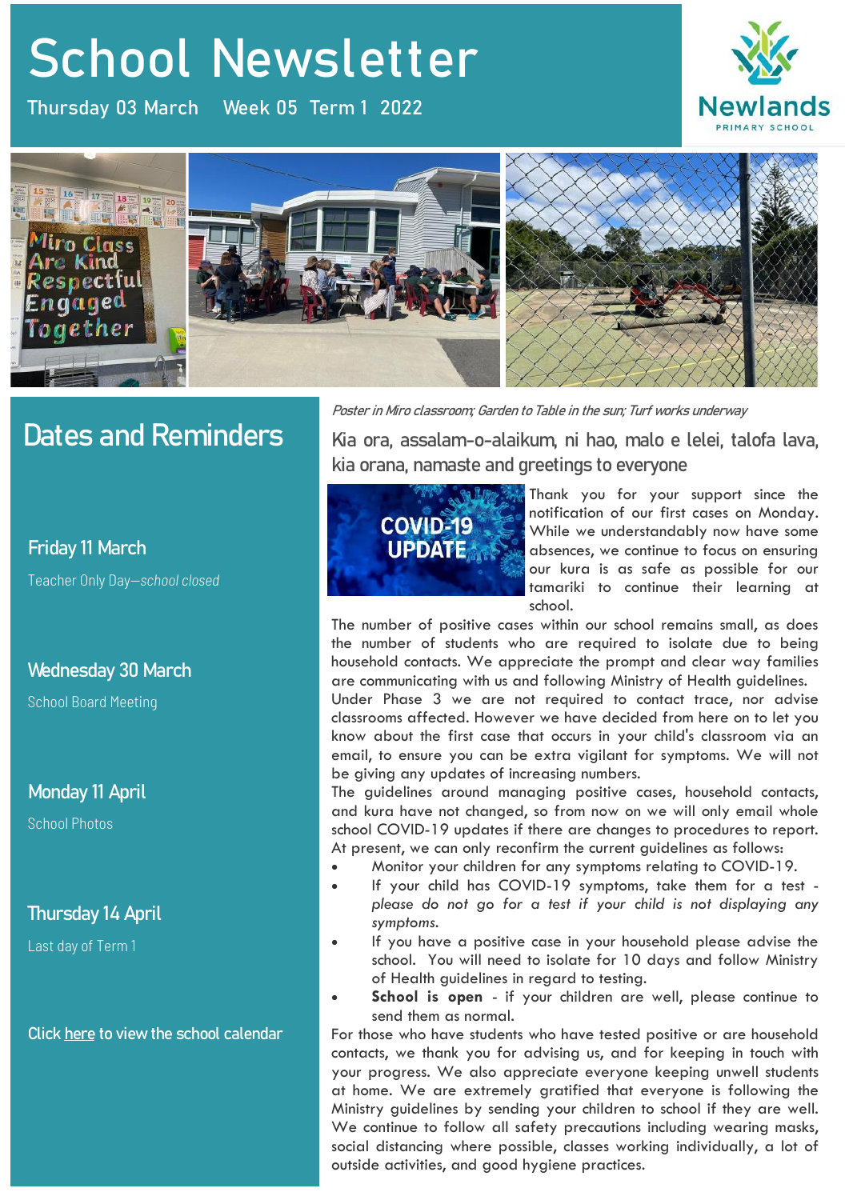# School Newsletter

Thursday 03 March Week 05 Term 1 2022

Newlands PRIMARY SCHOOL

*Poster in Miro classroom; Garden to Table in the sun; Turf works underway*

## Dates and Reminders

### Friday 11 March

Teacher Only Day—*school closed*

### Wednesday 30 March

School Board Meeting

### Monday 11 April

School Photos

### Thursday 14 April

Last day of Term 1

Click here to view the school calendar

## Kia ora, assalam-o-alaikum, ni hao, malo e lelei, talofa lava, kia orana, namaste and greetings to everyone

**COVID-19 UPDATE**

Thank you for your support since the notification of our first cases on Monday. While we understandably now have some absences, we continue to focus on ensuring our kura is as safe as possible for our tamariki to continue their learning at school.

The number of positive cases within our school remains small, as does the number of students who are required to isolate due to being household contacts. We appreciate the prompt and clear way families are communicating with us and following Ministry of Health guidelines.

Under Phase 3 we are not required to contact trace, nor advise classrooms affected. However we have decided from here on to let you know about the first case that occurs in your child's classroom via an email, to ensure you can be extra vigilant for symptoms. We will not be giving any updates of increasing numbers.

The guidelines around managing positive cases, household contacts, and kura have not changed, so from now on we will only email whole school COVID-19 updates if there are changes to procedures to report. At present, we can only reconfirm the current guidelines as follows:

- Monitor your children for any symptoms relating to COVID-19.
- If your child has COVID-19 symptoms, take them for a test - *please do not go for a test if your child is not displaying any symptoms.*
- If you have a positive case in your household please advise the school. You will need to isolate for 10 days and follow Ministry of Health guidelines in regard to testing.
- **School is open** - if your children are well, please continue to send them as normal.

For those who have students who have tested positive or are household contacts, we thank you for advising us, and for keeping in touch with your progress. We also appreciate everyone keeping unwell students at home. We are extremely gratified that everyone is following the Ministry guidelines by sending your children to school if they are well. We continue to follow all safety precautions including wearing masks, social distancing where possible, classes working individually, a lot of outside activities, and good hygiene practices.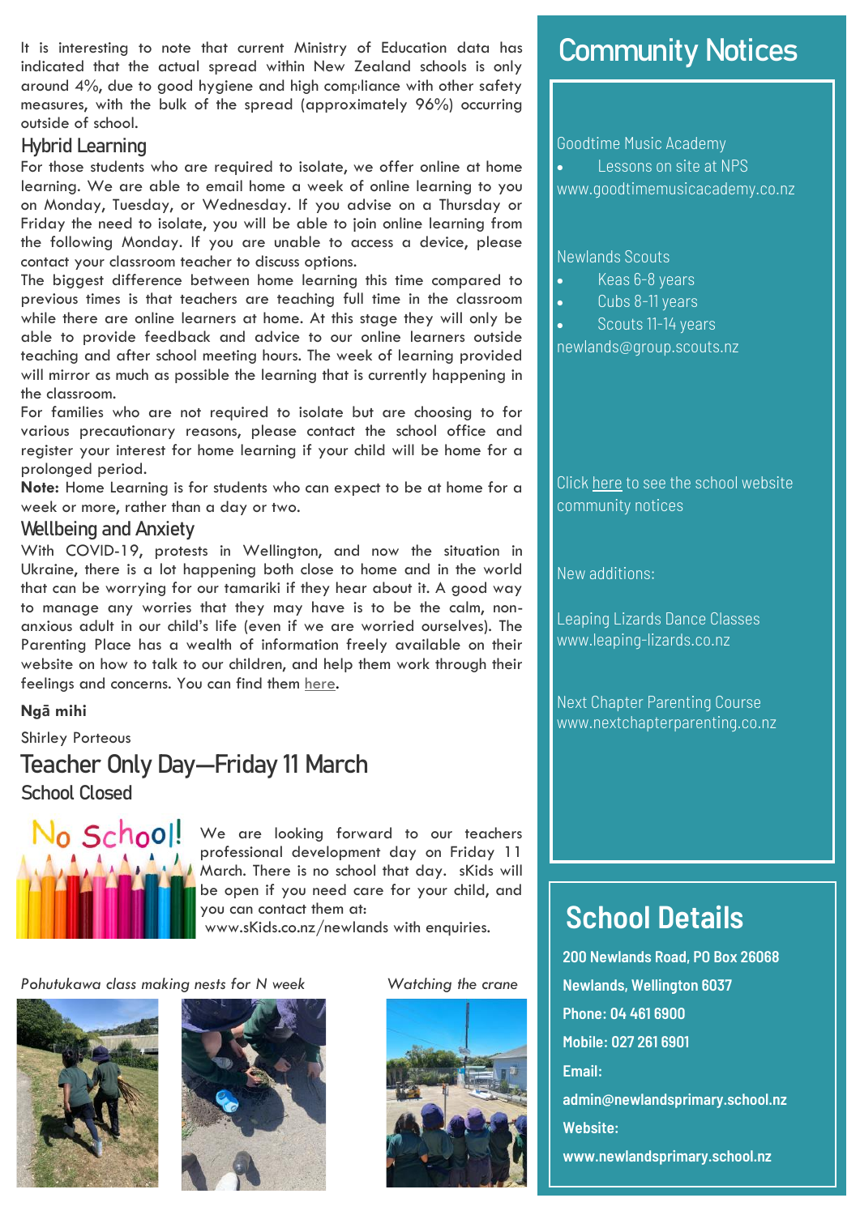It is interesting to note that current Ministry of Education data has indicated that the actual spread within New Zealand schools is only around 4%, due to good hygiene and high compliance with other safety measures, with the bulk of the spread (approximately 96%) occurring outside of school.

## Hybrid Learning

For those students who are required to isolate, we offer online at home learning. We are able to email home a week of online learning to you on Monday, Tuesday, or Wednesday. If you advise on a Thursday or Friday the need to isolate, you will be able to join online learning from the following Monday. If you are unable to access a device, please contact your classroom teacher to discuss options.

The biggest difference between home learning this time compared to previous times is that teachers are teaching full time in the classroom while there are online learners at home. At this stage they will only be able to provide feedback and advice to our online learners outside teaching and after school meeting hours. The week of learning provided will mirror as much as possible the learning that is currently happening in the classroom.

For families who are not required to isolate but are choosing to for various precautionary reasons, please contact the school office and register your interest for home learning if your child will be home for a prolonged period.

**Note:** Home Learning is for students who can expect to be at home for a week or more, rather than a day or two.

## Wellbeing and Anxiety

With COVID-19, protests in Wellington, and now the situation in Ukraine, there is a lot happening both close to home and in the world that can be worrying for our tamariki if they hear about it. A good way to manage any worries that they may have is to be the calm, non-anxious adult in our child's life (even if we are worried ourselves). The Parenting Place has a wealth of information freely available on their website on how to talk to our children, and help them work through their feelings and concerns. You can find them here.

**Ngā mihi**

Shirley Porteous

# Teacher Only Day—Friday 11 March

## School Closed

No School!

We are looking forward to our teachers professional development day on Friday 11 March. There is no school that day. sKids will be open if you need care for your child, and you can contact them at:
www.sKids.co.nz/newlands with enquiries.

*Pohutukawa class making nests for N week*

*Watching the crane*

# Community Notices

Goodtime Music Academy
- Lessons on site at NPS

www.goodtimemusicacademy.co.nz

Newlands Scouts
- Keas 6-8 years
- Cubs 8-11 years
- Scouts 11-14 years

newlands@group.scouts.nz

Click here to see the school website community notices

New additions:

Leaping Lizards Dance Classes
www.leaping-lizards.co.nz

Next Chapter Parenting Course
www.nextchapterparenting.co.nz

# School Details

**200 Newlands Road, PO Box 26068**
**Newlands, Wellington 6037**
**Phone: 04 461 6900**
**Mobile: 027 261 6901**
**Email:**
**admin@newlandsprimary.school.nz**
**Website:**
**www.newlandsprimary.school.nz**